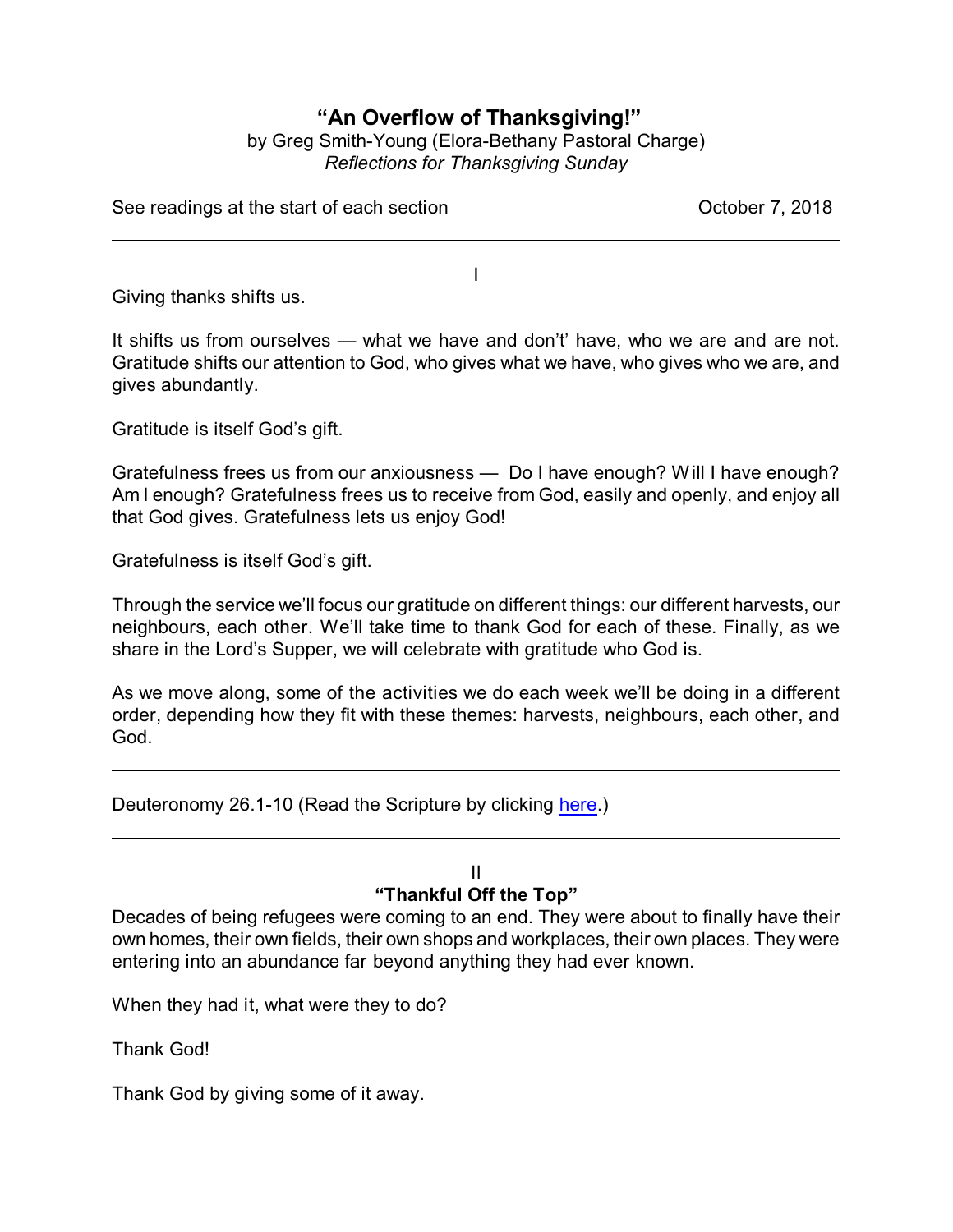# "An Overflow of Thanksgiving!"

by Greg Smith-Young (Elora-Bethany Pastoral Charge)
*Reflections for Thanksgiving Sunday*

See readings at the start of each section — October 7, 2018

---

## I

Giving thanks shifts us.

It shifts us from ourselves — what we have and don't' have, who we are and are not. Gratitude shifts our attention to God, who gives what we have, who gives who we are, and gives abundantly.

Gratitude is itself God's gift.

Gratefulness frees us from our anxiousness — Do I have enough? Will I have enough? Am I enough? Gratefulness frees us to receive from God, easily and openly, and enjoy all that God gives. Gratefulness lets us enjoy God!

Gratefulness is itself God's gift.

Through the service we'll focus our gratitude on different things: our different harvests, our neighbours, each other. We'll take time to thank God for each of these. Finally, as we share in the Lord's Supper, we will celebrate with gratitude who God is.

As we move along, some of the activities we do each week we'll be doing in a different order, depending how they fit with these themes: harvests, neighbours, each other, and God.

---

Deuteronomy 26.1-10 (Read the Scripture by clicking here.)

---

## II

### "Thankful Off the Top"

Decades of being refugees were coming to an end. They were about to finally have their own homes, their own fields, their own shops and workplaces, their own places. They were entering into an abundance far beyond anything they had ever known.

When they had it, what were they to do?

Thank God!

Thank God by giving some of it away.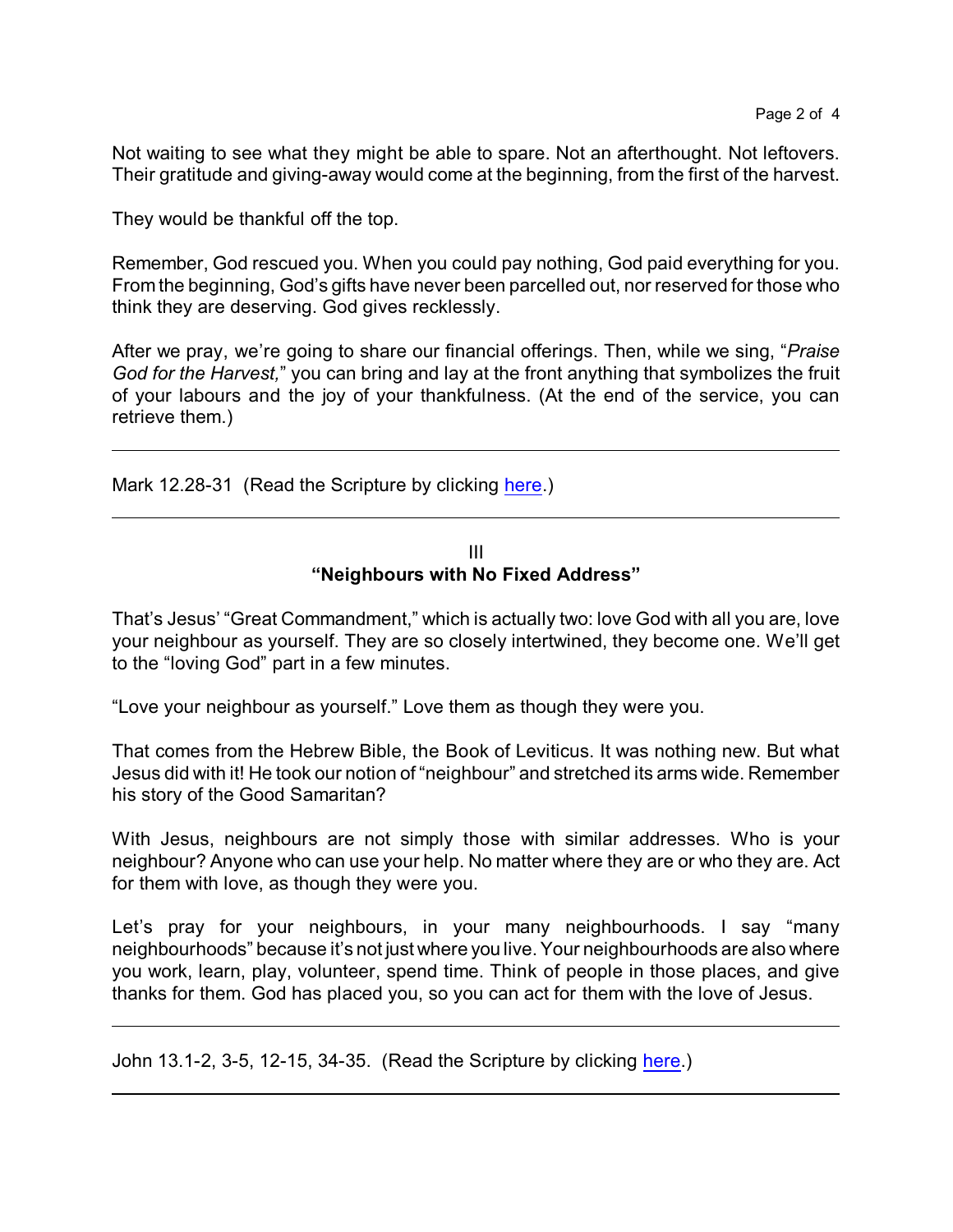Not waiting to see what they might be able to spare. Not an afterthought. Not leftovers. Their gratitude and giving-away would come at the beginning, from the first of the harvest.

They would be thankful off the top.

Remember, God rescued you. When you could pay nothing, God paid everything for you. From the beginning, God's gifts have never been parcelled out, nor reserved for those who think they are deserving. God gives recklessly.

After we pray, we're going to share our financial offerings. Then, while we sing, "*Praise God for the Harvest,*" you can bring and lay at the front anything that symbolizes the fruit of your labours and the joy of your thankfulness. (At the end of the service, you can retrieve them.)

---

Mark 12.28-31 (Read the Scripture by clicking here.)

---

## III
## "Neighbours with No Fixed Address"

That's Jesus' "Great Commandment," which is actually two: love God with all you are, love your neighbour as yourself. They are so closely intertwined, they become one. We'll get to the "loving God" part in a few minutes.

"Love your neighbour as yourself." Love them as though they were you.

That comes from the Hebrew Bible, the Book of Leviticus. It was nothing new. But what Jesus did with it! He took our notion of "neighbour" and stretched its arms wide. Remember his story of the Good Samaritan?

With Jesus, neighbours are not simply those with similar addresses. Who is your neighbour? Anyone who can use your help. No matter where they are or who they are. Act for them with love, as though they were you.

Let's pray for your neighbours, in your many neighbourhoods. I say "many neighbourhoods" because it's not just where you live. Your neighbourhoods are also where you work, learn, play, volunteer, spend time. Think of people in those places, and give thanks for them. God has placed you, so you can act for them with the love of Jesus.

---

John 13.1-2, 3-5, 12-15, 34-35. (Read the Scripture by clicking here.)

---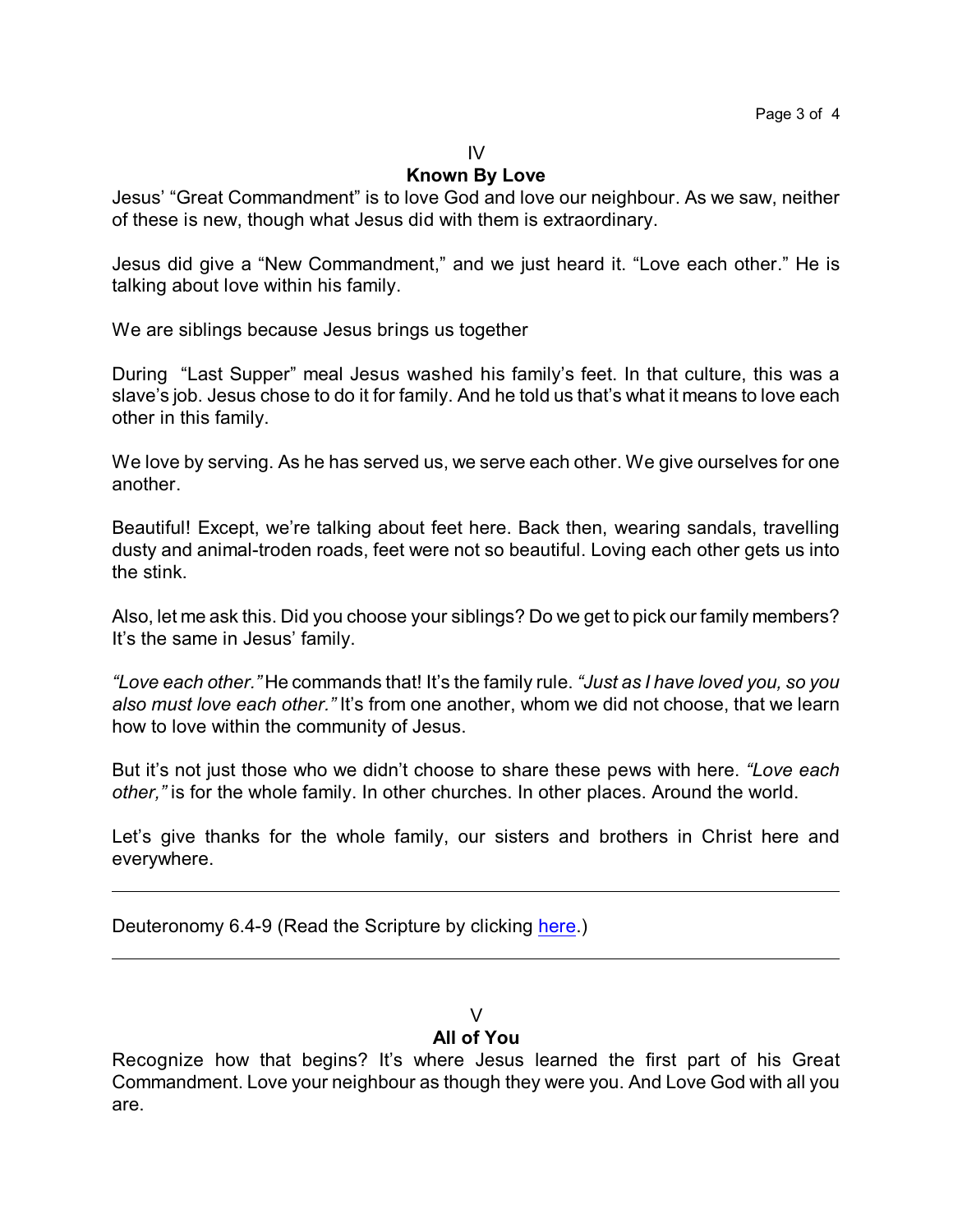## IV

## Known By Love

Jesus' "Great Commandment" is to love God and love our neighbour. As we saw, neither of these is new, though what Jesus did with them is extraordinary.

Jesus did give a "New Commandment," and we just heard it. "Love each other." He is talking about love within his family.

We are siblings because Jesus brings us together

During "Last Supper" meal Jesus washed his family's feet. In that culture, this was a slave's job. Jesus chose to do it for family. And he told us that's what it means to love each other in this family.

We love by serving. As he has served us, we serve each other. We give ourselves for one another.

Beautiful! Except, we're talking about feet here. Back then, wearing sandals, travelling dusty and animal-troden roads, feet were not so beautiful. Loving each other gets us into the stink.

Also, let me ask this. Did you choose your siblings? Do we get to pick our family members? It's the same in Jesus' family.

*"Love each other."* He commands that! It's the family rule. *"Just as I have loved you, so you also must love each other."* It's from one another, whom we did not choose, that we learn how to love within the community of Jesus.

But it's not just those who we didn't choose to share these pews with here. *"Love each other,"* is for the whole family. In other churches. In other places. Around the world.

Let's give thanks for the whole family, our sisters and brothers in Christ here and everywhere.

---

Deuteronomy 6.4-9 (Read the Scripture by clicking here.)

---

## V

## All of You

Recognize how that begins? It's where Jesus learned the first part of his Great Commandment. Love your neighbour as though they were you. And Love God with all you are.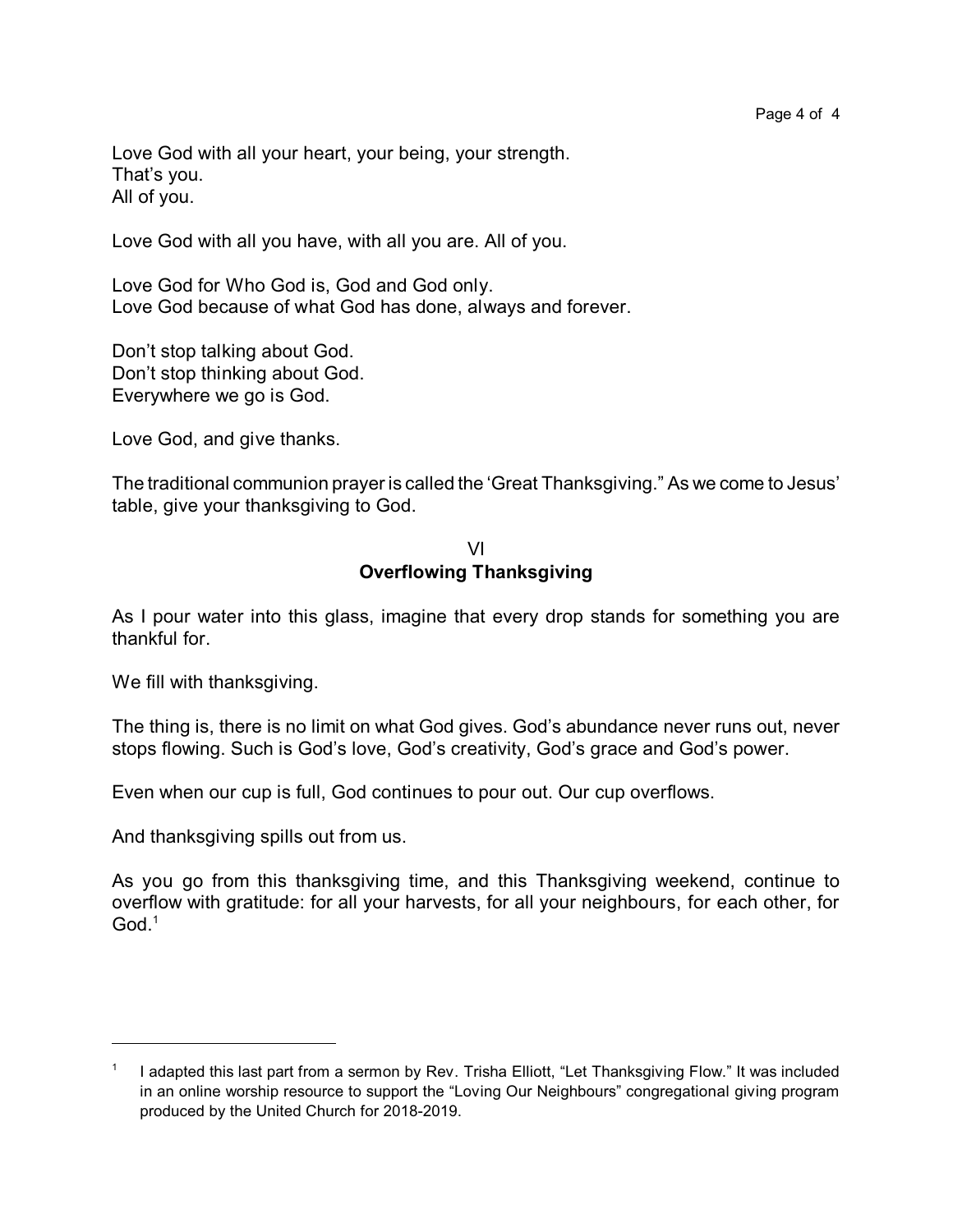Love God with all your heart, your being, your strength.
That's you.
All of you.

Love God with all you have, with all you are. All of you.

Love God for Who God is, God and God only.
Love God because of what God has done, always and forever.

Don't stop talking about God.
Don't stop thinking about God.
Everywhere we go is God.

Love God, and give thanks.

The traditional communion prayer is called the 'Great Thanksgiving." As we come to Jesus' table, give your thanksgiving to God.

## VI
## Overflowing Thanksgiving

As I pour water into this glass, imagine that every drop stands for something you are thankful for.

We fill with thanksgiving.

The thing is, there is no limit on what God gives. God's abundance never runs out, never stops flowing. Such is God's love, God's creativity, God's grace and God's power.

Even when our cup is full, God continues to pour out. Our cup overflows.

And thanksgiving spills out from us.

As you go from this thanksgiving time, and this Thanksgiving weekend, continue to overflow with gratitude: for all your harvests, for all your neighbours, for each other, for God.[1]

---

[1] I adapted this last part from a sermon by Rev. Trisha Elliott, "Let Thanksgiving Flow." It was included in an online worship resource to support the "Loving Our Neighbours" congregational giving program produced by the United Church for 2018-2019.